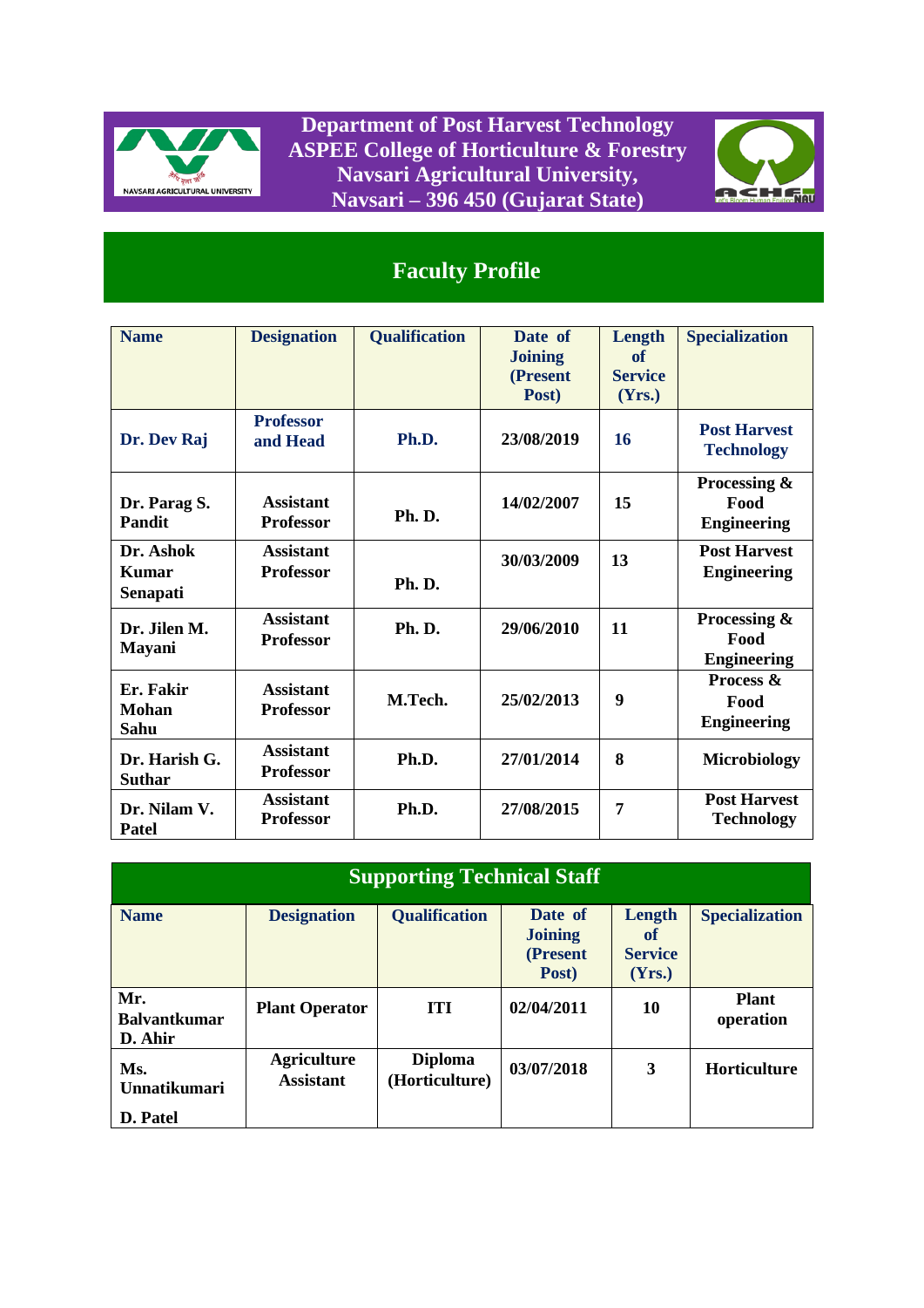**Department of Post Harvest Technology**
**ASPEE College of Horticulture & Forestry**
**Navsari Agricultural University,**
**Navsari – 396 450 (Gujarat State)**

# Faculty Profile

| Name | Designation | Qualification | Date of Joining (Present Post) | Length of Service (Yrs.) | Specialization |
|---|---|---|---|---|---|
| Dr. Dev Raj | Professor and Head | Ph.D. | 23/08/2019 | 16 | Post Harvest Technology |
| Dr. Parag S. Pandit | Assistant Professor | Ph. D. | 14/02/2007 | 15 | Processing & Food Engineering |
| Dr. Ashok Kumar Senapati | Assistant Professor | Ph. D. | 30/03/2009 | 13 | Post Harvest Engineering |
| Dr. Jilen M. Mayani | Assistant Professor | Ph. D. | 29/06/2010 | 11 | Processing & Food Engineering |
| Er. Fakir Mohan Sahu | Assistant Professor | M.Tech. | 25/02/2013 | 9 | Process & Food Engineering |
| Dr. Harish G. Suthar | Assistant Professor | Ph.D. | 27/01/2014 | 8 | Microbiology |
| Dr. Nilam V. Patel | Assistant Professor | Ph.D. | 27/08/2015 | 7 | Post Harvest Technology |

## Supporting Technical Staff

| Name | Designation | Qualification | Date of Joining (Present Post) | Length of Service (Yrs.) | Specialization |
|---|---|---|---|---|---|
| Mr. Balvantkumar D. Ahir | Plant Operator | ITI | 02/04/2011 | 10 | Plant operation |
| Ms. Unnatikumari D. Patel | Agriculture Assistant | Diploma (Horticulture) | 03/07/2018 | 3 | Horticulture |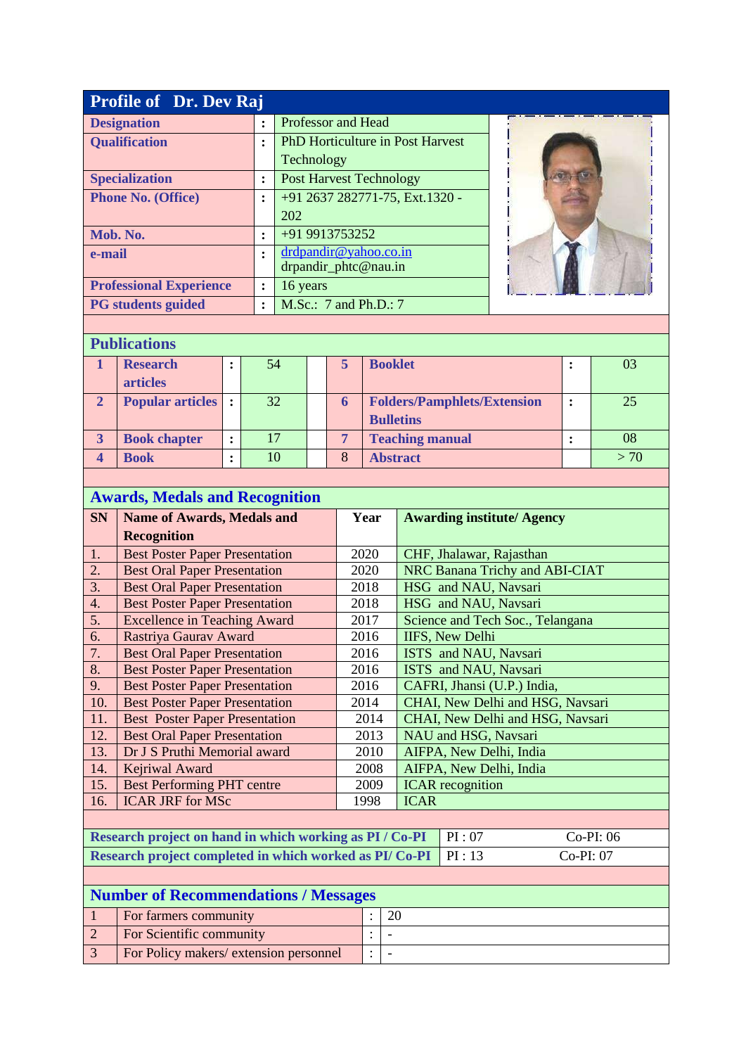## Profile of Dr. Dev Raj

| | | |
|---|---|---|
| **Designation** | : | Professor and Head |
| **Qualification** | : | PhD Horticulture in Post Harvest Technology |
| **Specialization** | : | Post Harvest Technology |
| **Phone No. (Office)** | : | +91 2637 282771-75, Ext.1320 - 202 |
| **Mob. No.** | : | +91 9913753252 |
| **e-mail** | : | drdpandir@yahoo.co.in drpandir_phtc@nau.in |
| **Professional Experience** | : | 16 years |
| **PG students guided** | : | M.Sc.: 7 and Ph.D.: 7 |

## Publications

| | | | | | | | | |
|---|---|---|---|---|---|---|---|---|
| **1** | **Research articles** | **:** | 54 | | **5** | **Booklet** | **:** | 03 |
| **2** | **Popular articles** | **:** | 32 | | **6** | **Folders/Pamphlets/Extension Bulletins** | **:** | 25 |
| **3** | **Book chapter** | **:** | 17 | | **7** | **Teaching manual** | **:** | 08 |
| **4** | **Book** | **:** | 10 | | 8 | **Abstract** | | > 70 |

## Awards, Medals and Recognition

| SN | Name of Awards, Medals and Recognition | Year | Awarding institute/ Agency |
|---|---|---|---|
| 1. | Best Poster Paper Presentation | 2020 | CHF, Jhalawar, Rajasthan |
| 2. | Best Oral Paper Presentation | 2020 | NRC Banana Trichy and ABI-CIAT |
| 3. | Best Oral Paper Presentation | 2018 | HSG and NAU, Navsari |
| 4. | Best Poster Paper Presentation | 2018 | HSG and NAU, Navsari |
| 5. | Excellence in Teaching Award | 2017 | Science and Tech Soc., Telangana |
| 6. | Rastriya Gaurav Award | 2016 | IIFS, New Delhi |
| 7. | Best Oral Paper Presentation | 2016 | ISTS and NAU, Navsari |
| 8. | Best Poster Paper Presentation | 2016 | ISTS and NAU, Navsari |
| 9. | Best Poster Paper Presentation | 2016 | CAFRI, Jhansi (U.P.) India, |
| 10. | Best Poster Paper Presentation | 2014 | CHAI, New Delhi and HSG, Navsari |
| 11. | Best Poster Paper Presentation | 2014 | CHAI, New Delhi and HSG, Navsari |
| 12. | Best Oral Paper Presentation | 2013 | NAU and HSG, Navsari |
| 13. | Dr J S Pruthi Memorial award | 2010 | AIFPA, New Delhi, India |
| 14. | Kejriwal Award | 2008 | AIFPA, New Delhi, India |
| 15. | Best Performing PHT centre | 2009 | ICAR recognition |
| 16. | ICAR JRF for MSc | 1998 | ICAR |

| | | |
|---|---|---|
| **Research project on hand in which working as PI / Co-PI** | PI : 07 | Co-PI: 06 |
| **Research project completed in which worked as PI/ Co-PI** | PI : 13 | Co-PI: 07 |

## Number of Recommendations / Messages

| | | | |
|---|---|---|---|
| 1 | For farmers community | : | 20 |
| 2 | For Scientific community | : | - |
| 3 | For Policy makers/ extension personnel | : | - |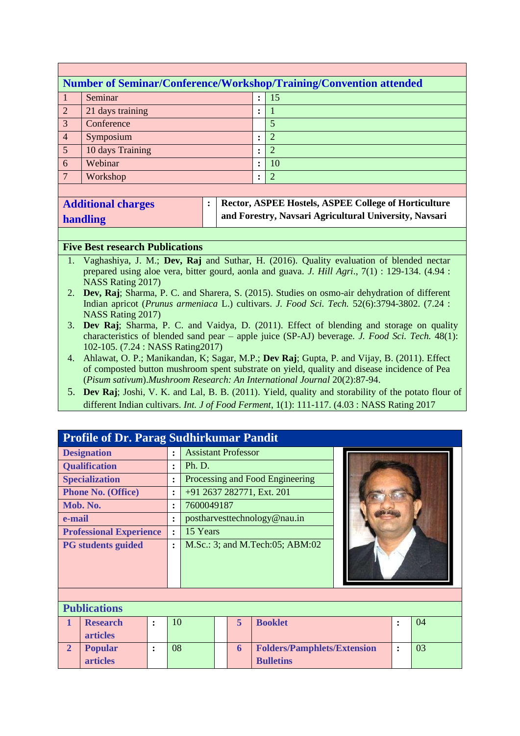## Number of Seminar/Conference/Workshop/Training/Convention attended

| | | | |
|---|---|---|---|
| 1 | Seminar | : | 15 |
| 2 | 21 days training | : | 1 |
| 3 | Conference | | 5 |
| 4 | Symposium | : | 2 |
| 5 | 10 days Training | : | 2 |
| 6 | Webinar | : | 10 |
| 7 | Workshop | : | 2 |

| | | |
|---|---|---|
| **Additional charges handling** | : | **Rector, ASPEE Hostels, ASPEE College of Horticulture and Forestry, Navsari Agricultural University, Navsari** |

### Five Best research Publications

1. Vaghashiya, J. M.; **Dev, Raj** and Suthar, H. (2016). Quality evaluation of blended nectar prepared using aloe vera, bitter gourd, aonla and guava. *J. Hill Agri*., 7(1) : 129-134. (4.94 : NASS Rating 2017)
2. **Dev, Raj**; Sharma, P. C. and Sharera, S. (2015). Studies on osmo-air dehydration of different Indian apricot (*Prunus armeniaca* L.) cultivars. *J. Food Sci. Tech.* 52(6):3794-3802. (7.24 : NASS Rating 2017)
3. **Dev Raj**; Sharma, P. C. and Vaidya, D. (2011). Effect of blending and storage on quality characteristics of blended sand pear – apple juice (SP-AJ) beverage. *J. Food Sci. Tech.* 48(1): 102-105. (7.24 : NASS Rating2017)
4. Ahlawat, O. P.; Manikandan, K; Sagar, M.P.; **Dev Raj**; Gupta, P. and Vijay, B. (2011). Effect of composted button mushroom spent substrate on yield, quality and disease incidence of Pea (*Pisum sativum*).*Mushroom Research: An International Journal* 20(2):87-94.
5. **Dev Raj**; Joshi, V. K. and Lal, B. B. (2011). Yield, quality and storability of the potato flour of different Indian cultivars. *Int. J of Food Ferment*, 1(1): 111-117. (4.03 : NASS Rating 2017

## Profile of Dr. Parag Sudhirkumar Pandit

| | | |
|---|---|---|
| **Designation** | : | Assistant Professor |
| **Qualification** | : | Ph. D. |
| **Specialization** | : | Processing and Food Engineering |
| **Phone No. (Office)** | : | +91 2637 282771, Ext. 201 |
| **Mob. No.** | : | 7600049187 |
| **e-mail** | : | postharvesttechnology@nau.in |
| **Professional Experience** | : | 15 Years |
| **PG students guided** | : | M.Sc.: 3; and M.Tech:05; ABM:02 |

### Publications

| | | | | | | | |
|---|---|---|---|---|---|---|---|
| **1** | **Research articles** | : | 10 | **5** | **Booklet** | : | 04 |
| **2** | **Popular articles** | : | 08 | **6** | **Folders/Pamphlets/Extension Bulletins** | : | 03 |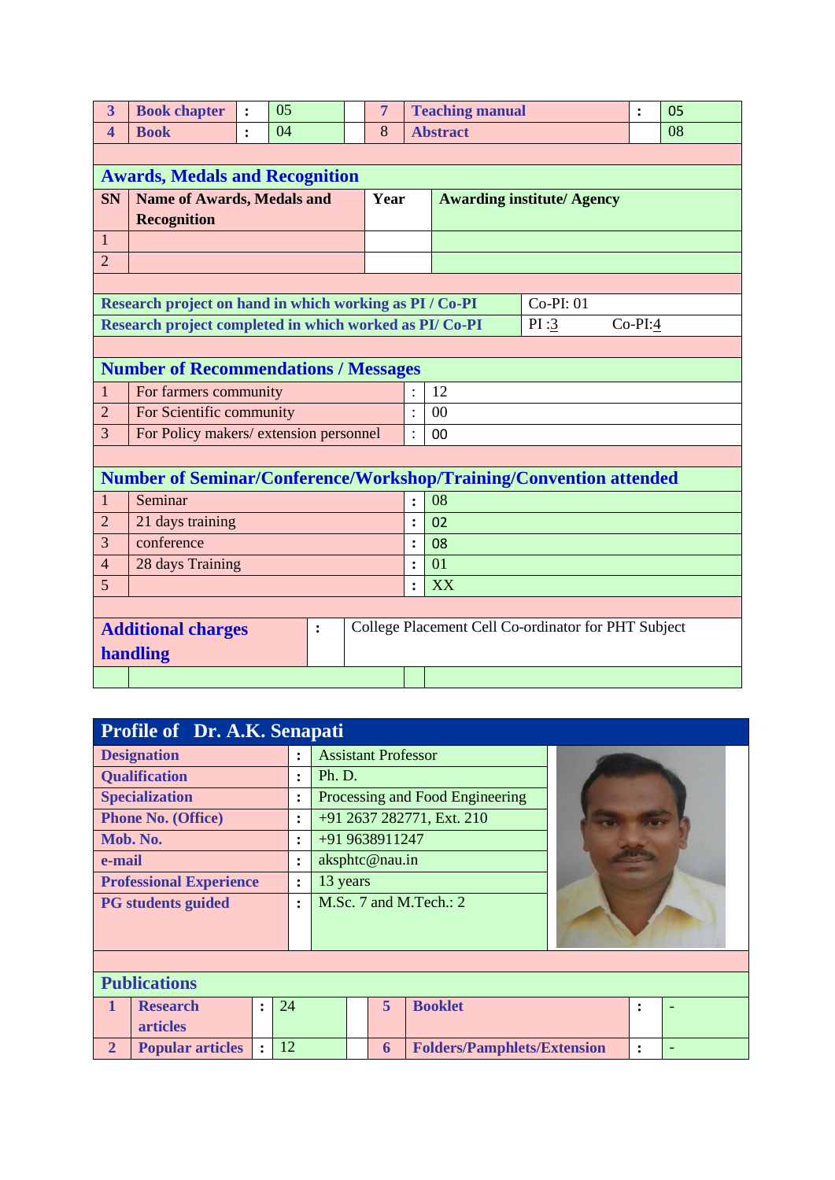| 3 | Book chapter | : | 05 | | 7 | Teaching manual | : | 05 |
|---|---|---|---|---|---|---|---|---|
| 4 | Book | : | 04 | | 8 | Abstract | | 08 |

## Awards, Medals and Recognition

| SN | Name of Awards, Medals and Recognition | Year | Awarding institute/ Agency |
|---|---|---|---|
| 1 | | | |
| 2 | | | |

| | |
|---|---|
| Research project on hand in which working as PI / Co-PI | Co-PI: 01 |
| Research project completed in which worked as PI/ Co-PI | PI :3 Co-PI:4 |

## Number of Recommendations / Messages

| | | | |
|---|---|---|---|
| 1 | For farmers community | : | 12 |
| 2 | For Scientific community | : | 00 |
| 3 | For Policy makers/ extension personnel | : | 00 |

## Number of Seminar/Conference/Workshop/Training/Convention attended

| | | | |
|---|---|---|---|
| 1 | Seminar | : | 08 |
| 2 | 21 days training | : | 02 |
| 3 | conference | : | 08 |
| 4 | 28 days Training | : | 01 |
| 5 | | : | XX |

| | | |
|---|---|---|
| **Additional charges handling** | : | College Placement Cell Co-ordinator for PHT Subject |

## Profile of Dr. A.K. Senapati

| | | |
|---|---|---|
| **Designation** | : | Assistant Professor |
| **Qualification** | : | Ph. D. |
| **Specialization** | : | Processing and Food Engineering |
| **Phone No. (Office)** | : | +91 2637 282771, Ext. 210 |
| **Mob. No.** | : | +91 9638911247 |
| **e-mail** | : | aksphtc@nau.in |
| **Professional Experience** | : | 13 years |
| **PG students guided** | : | M.Sc. 7 and M.Tech.: 2 |

## Publications

| 1 | Research articles | : | 24 | | 5 | Booklet | : | - |
|---|---|---|---|---|---|---|---|---|
| 2 | Popular articles | : | 12 | | 6 | Folders/Pamphlets/Extension | : | - |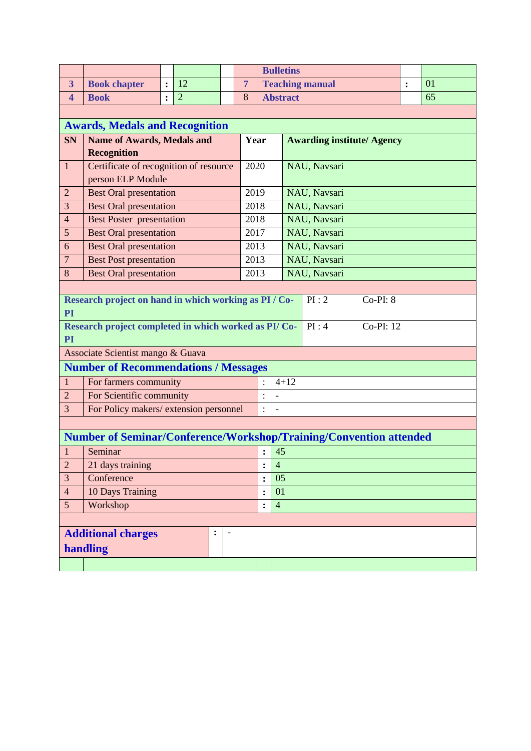|  |  |  |  |  |  | Bulletins |  |  |
|---|---|---|---|---|---|---|---|---|
| 3 | Book chapter | : | 12 |  | 7 | Teaching manual | : | 01 |
| 4 | Book | : | 2 |  | 8 | Abstract |  | 65 |

## Awards, Medals and Recognition

| SN | Name of Awards, Medals and Recognition | Year | Awarding institute/ Agency |
|---|---|---|---|
| 1 | Certificate of recognition of resource person ELP Module | 2020 | NAU, Navsari |
| 2 | Best Oral presentation | 2019 | NAU, Navsari |
| 3 | Best Oral presentation | 2018 | NAU, Navsari |
| 4 | Best Poster presentation | 2018 | NAU, Navsari |
| 5 | Best Oral presentation | 2017 | NAU, Navsari |
| 6 | Best Oral presentation | 2013 | NAU, Navsari |
| 7 | Best Post presentation | 2013 | NAU, Navsari |
| 8 | Best Oral presentation | 2013 | NAU, Navsari |

| Research project | PI | Co-PI |
|---|---|---|
| **Research project on hand in which working as PI / Co-PI** | PI : 2 | Co-PI: 8 |
| **Research project completed in which worked as PI/ Co-PI** | PI : 4 | Co-PI: 12 |

Associate Scientist mango & Guava

## Number of Recommendations / Messages

| SN | Category | : | Number |
|---|---|---|---|
| 1 | For farmers community | : | 4+12 |
| 2 | For Scientific community | : | - |
| 3 | For Policy makers/ extension personnel | : | - |

## Number of Seminar/Conference/Workshop/Training/Convention attended

| SN | Type | : | Number |
|---|---|---|---|
| 1 | Seminar | : | 45 |
| 2 | 21 days training | : | 4 |
| 3 | Conference | : | 05 |
| 4 | 10 Days Training | : | 01 |
| 5 | Workshop | : | 4 |

## Additional charges handling

: -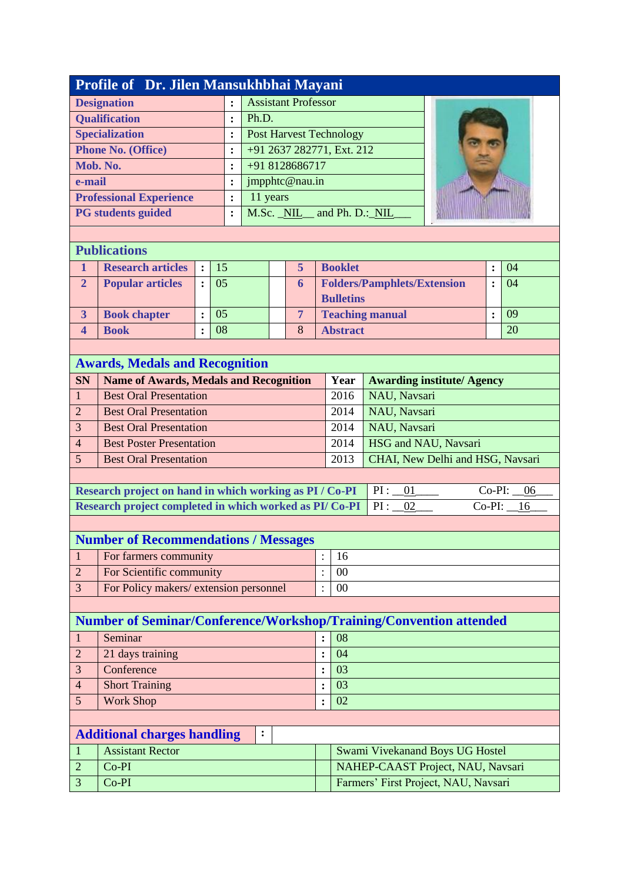## Profile of Dr. Jilen Mansukhbhai Mayani

| | | |
|---|---|---|
| **Designation** | : | Assistant Professor |
| **Qualification** | : | Ph.D. |
| **Specialization** | : | Post Harvest Technology |
| **Phone No. (Office)** | : | +91 2637 282771, Ext. 212 |
| **Mob. No.** | : | +91 8128686717 |
| **e-mail** | : | jmpphtc@nau.in |
| **Professional Experience** | : | 11 years |
| **PG students guided** | : | M.Sc. _NIL__ and Ph. D.:_NIL___ |

### Publications

| | | | | | | | |
|---|---|---|---|---|---|---|---|
| 1 | **Research articles** | : | 15 | 5 | **Booklet** | : | 04 |
| 2 | **Popular articles** | : | 05 | 6 | **Folders/Pamphlets/Extension Bulletins** | : | 04 |
| 3 | **Book chapter** | : | 05 | 7 | **Teaching manual** | : | 09 |
| 4 | **Book** | : | 08 | 8 | **Abstract** | | 20 |

### Awards, Medals and Recognition

| SN | Name of Awards, Medals and Recognition | Year | Awarding institute/ Agency |
|---|---|---|---|
| 1 | Best Oral Presentation | 2016 | NAU, Navsari |
| 2 | Best Oral Presentation | 2014 | NAU, Navsari |
| 3 | Best Oral Presentation | 2014 | NAU, Navsari |
| 4 | Best Poster Presentation | 2014 | HSG and NAU, Navsari |
| 5 | Best Oral Presentation | 2013 | CHAI, New Delhi and HSG, Navsari |

| | | |
|---|---|---|
| **Research project on hand in which working as PI / Co-PI** | PI : __01____ | Co-PI: __06___ |
| **Research project completed in which worked as PI/ Co-PI** | PI : __02___ | Co-PI: __16___ |

### Number of Recommendations / Messages

| | | | |
|---|---|---|---|
| 1 | For farmers community | : | 16 |
| 2 | For Scientific community | : | 00 |
| 3 | For Policy makers/ extension personnel | : | 00 |

### Number of Seminar/Conference/Workshop/Training/Convention attended

| | | | |
|---|---|---|---|
| 1 | Seminar | : | 08 |
| 2 | 21 days training | : | 04 |
| 3 | Conference | : | 03 |
| 4 | Short Training | : | 03 |
| 5 | Work Shop | : | 02 |

### Additional charges handling :

| | | |
|---|---|---|
| 1 | Assistant Rector | Swami Vivekanand Boys UG Hostel |
| 2 | Co-PI | NAHEP-CAAST Project, NAU, Navsari |
| 3 | Co-PI | Farmers' First Project, NAU, Navsari |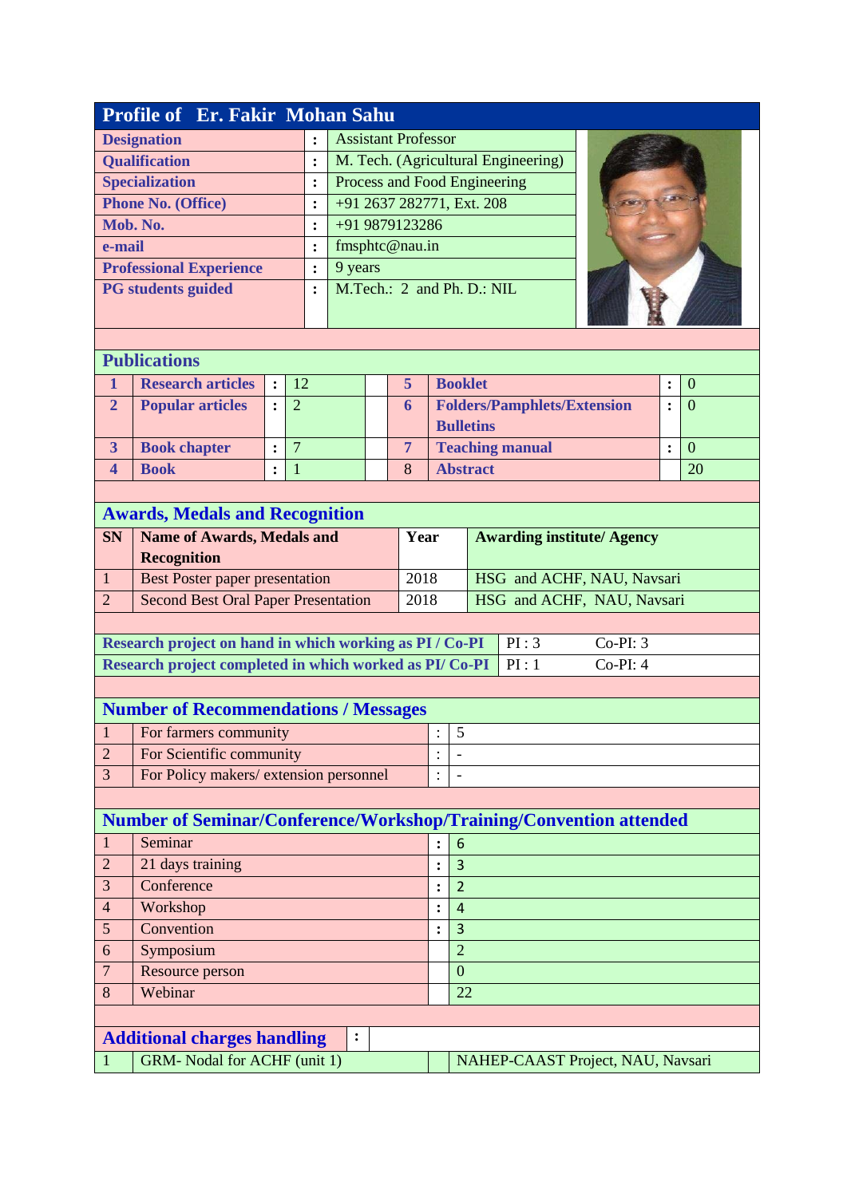## Profile of Er. Fakir Mohan Sahu

| | | |
|---|---|---|
| **Designation** | : | Assistant Professor |
| **Qualification** | : | M. Tech. (Agricultural Engineering) |
| **Specialization** | : | Process and Food Engineering |
| **Phone No. (Office)** | : | +91 2637 282771, Ext. 208 |
| **Mob. No.** | : | +91 9879123286 |
| **e-mail** | : | fmsphtc@nau.in |
| **Professional Experience** | : | 9 years |
| **PG students guided** | : | M.Tech.: 2 and Ph. D.: NIL |

## Publications

| | | | | | | | | |
|---|---|---|---|---|---|---|---|---|
| **1** | **Research articles** | : | 12 | | **5** | **Booklet** | : | 0 |
| **2** | **Popular articles** | : | 2 | | **6** | **Folders/Pamphlets/Extension Bulletins** | : | 0 |
| **3** | **Book chapter** | : | 7 | | **7** | **Teaching manual** | : | 0 |
| **4** | **Book** | : | 1 | | 8 | **Abstract** | | 20 |

## Awards, Medals and Recognition

| SN | Name of Awards, Medals and Recognition | Year | Awarding institute/ Agency |
|---|---|---|---|
| 1 | Best Poster paper presentation | 2018 | HSG and ACHF, NAU, Navsari |
| 2 | Second Best Oral Paper Presentation | 2018 | HSG and ACHF, NAU, Navsari |

| | | |
|---|---|---|
| **Research project on hand in which working as PI / Co-PI** | PI : 3 | Co-PI: 3 |
| **Research project completed in which worked as PI/ Co-PI** | PI : 1 | Co-PI: 4 |

## Number of Recommendations / Messages

| | | | |
|---|---|---|---|
| 1 | For farmers community | : | 5 |
| 2 | For Scientific community | : | - |
| 3 | For Policy makers/ extension personnel | : | - |

## Number of Seminar/Conference/Workshop/Training/Convention attended

| | | | |
|---|---|---|---|
| 1 | Seminar | : | 6 |
| 2 | 21 days training | : | 3 |
| 3 | Conference | : | 2 |
| 4 | Workshop | : | 4 |
| 5 | Convention | : | 3 |
| 6 | Symposium | | 2 |
| 7 | Resource person | | 0 |
| 8 | Webinar | | 22 |

## Additional charges handling :

| | | | |
|---|---|---|---|
| 1 | GRM- Nodal for ACHF (unit 1) | | NAHEP-CAAST Project, NAU, Navsari |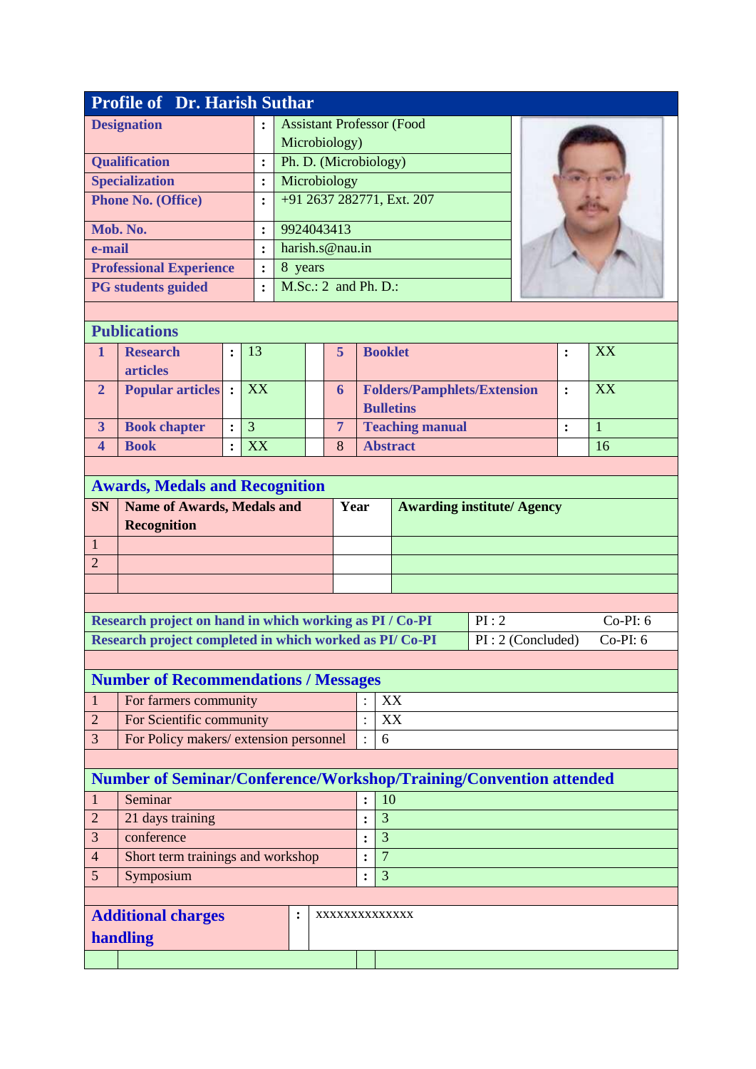## Profile of Dr. Harish Suthar

| | | |
|---|---|---|
| **Designation** | : | Assistant Professor (Food Microbiology) |
| **Qualification** | : | Ph. D. (Microbiology) |
| **Specialization** | : | Microbiology |
| **Phone No. (Office)** | : | +91 2637 282771, Ext. 207 |
| **Mob. No.** | : | 9924043413 |
| **e-mail** | : | harish.s@nau.in |
| **Professional Experience** | : | 8 years |
| **PG students guided** | : | M.Sc.: 2 and Ph. D.: |

## Publications

| | | | | | | | | |
|---|---|---|---|---|---|---|---|---|
| **1** | **Research articles** | : | 13 | | **5** | **Booklet** | : | XX |
| **2** | **Popular articles** | : | XX | | **6** | **Folders/Pamphlets/Extension Bulletins** | : | XX |
| **3** | **Book chapter** | : | 3 | | **7** | **Teaching manual** | : | 1 |
| **4** | **Book** | : | XX | | 8 | **Abstract** | | 16 |

## Awards, Medals and Recognition

| SN | Name of Awards, Medals and Recognition | Year | Awarding institute/ Agency |
|---|---|---|---|
| 1 | | | |
| 2 | | | |
| | | | |

| | | |
|---|---|---|
| **Research project on hand in which working as PI / Co-PI** | PI : 2 | Co-PI: 6 |
| **Research project completed in which worked as PI/ Co-PI** | PI : 2 (Concluded) | Co-PI: 6 |

## Number of Recommendations / Messages

| | | | |
|---|---|---|---|
| 1 | For farmers community | : | XX |
| 2 | For Scientific community | : | XX |
| 3 | For Policy makers/ extension personnel | : | 6 |

## Number of Seminar/Conference/Workshop/Training/Convention attended

| | | | |
|---|---|---|---|
| 1 | Seminar | : | 10 |
| 2 | 21 days training | : | 3 |
| 3 | conference | : | 3 |
| 4 | Short term trainings and workshop | : | 7 |
| 5 | Symposium | : | 3 |

| | | |
|---|---|---|
| **Additional charges handling** | : | xxxxxxxxxxxxxx |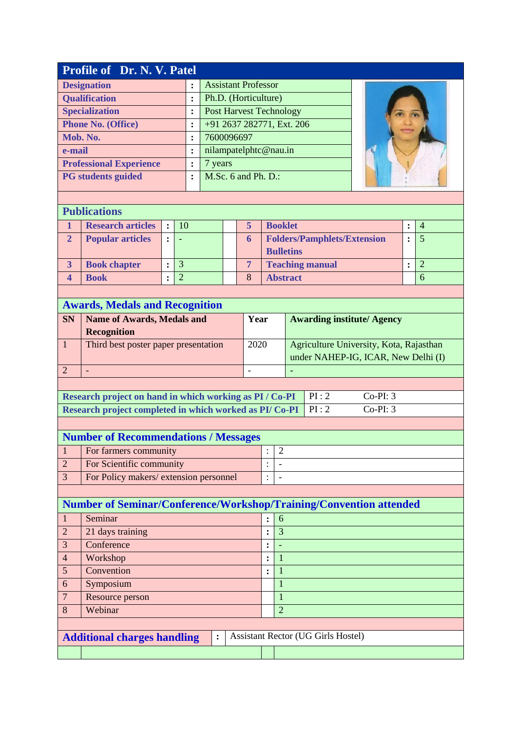# Profile of Dr. N. V. Patel

| | | |
|---|---|---|
| **Designation** | : | Assistant Professor |
| **Qualification** | : | Ph.D. (Horticulture) |
| **Specialization** | : | Post Harvest Technology |
| **Phone No. (Office)** | : | +91 2637 282771, Ext. 206 |
| **Mob. No.** | : | 7600096697 |
| **e-mail** | : | nilampatelphtc@nau.in |
| **Professional Experience** | : | 7 years |
| **PG students guided** | : | M.Sc. 6 and Ph. D.: |

## Publications

| | | | | | | | |
|---|---|---|---|---|---|---|---|
| 1 | **Research articles** | : | 10 | 5 | **Booklet** | : | 4 |
| 2 | **Popular articles** | : | - | 6 | **Folders/Pamphlets/Extension Bulletins** | : | 5 |
| 3 | **Book chapter** | : | 3 | 7 | **Teaching manual** | : | 2 |
| 4 | **Book** | : | 2 | 8 | **Abstract** | | 6 |

## Awards, Medals and Recognition

| SN | Name of Awards, Medals and Recognition | Year | Awarding institute/ Agency |
|---|---|---|---|
| 1 | Third best poster paper presentation | 2020 | Agriculture University, Kota, Rajasthan under NAHEP-IG, ICAR, New Delhi (I) |
| 2 | - | - | - |

| | | |
|---|---|---|
| **Research project on hand in which working as PI / Co-PI** | PI : 2 | Co-PI: 3 |
| **Research project completed in which worked as PI/ Co-PI** | PI : 2 | Co-PI: 3 |

## Number of Recommendations / Messages

| | | | |
|---|---|---|---|
| 1 | For farmers community | : | 2 |
| 2 | For Scientific community | : | - |
| 3 | For Policy makers/ extension personnel | : | - |

## Number of Seminar/Conference/Workshop/Training/Convention attended

| | | | |
|---|---|---|---|
| 1 | Seminar | : | 6 |
| 2 | 21 days training | : | 3 |
| 3 | Conference | : | - |
| 4 | Workshop | : | 1 |
| 5 | Convention | : | 1 |
| 6 | Symposium | | 1 |
| 7 | Resource person | | 1 |
| 8 | Webinar | | 2 |

## Additional charges handling

: Assistant Rector (UG Girls Hostel)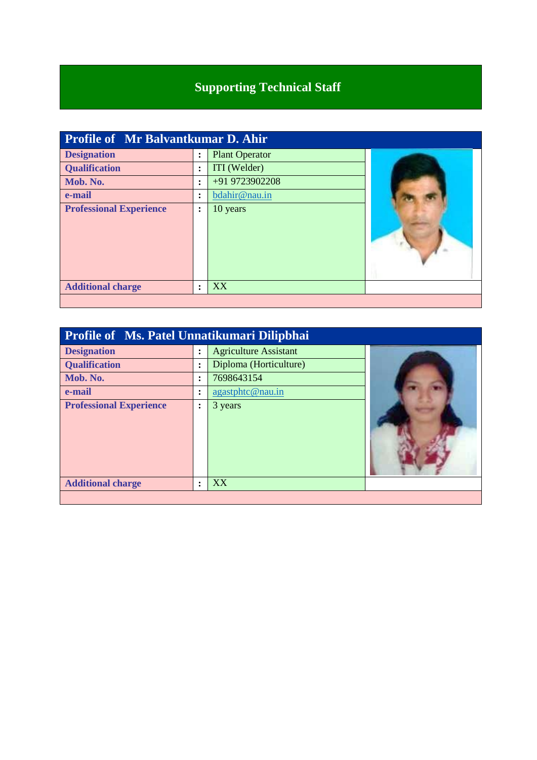# Supporting Technical Staff

## Profile of Mr Balvantkumar D. Ahir

| | | |
|---|---|---|
| **Designation** | : | Plant Operator |
| **Qualification** | : | ITI (Welder) |
| **Mob. No.** | : | +91 9723902208 |
| **e-mail** | : | bdahir@nau.in |
| **Professional Experience** | : | 10 years |
| **Additional charge** | : | XX |

## Profile of Ms. Patel Unnatikumari Dilipbhai

| | | |
|---|---|---|
| **Designation** | : | Agriculture Assistant |
| **Qualification** | : | Diploma (Horticulture) |
| **Mob. No.** | : | 7698643154 |
| **e-mail** | : | agastphtc@nau.in |
| **Professional Experience** | : | 3 years |
| **Additional charge** | : | XX |